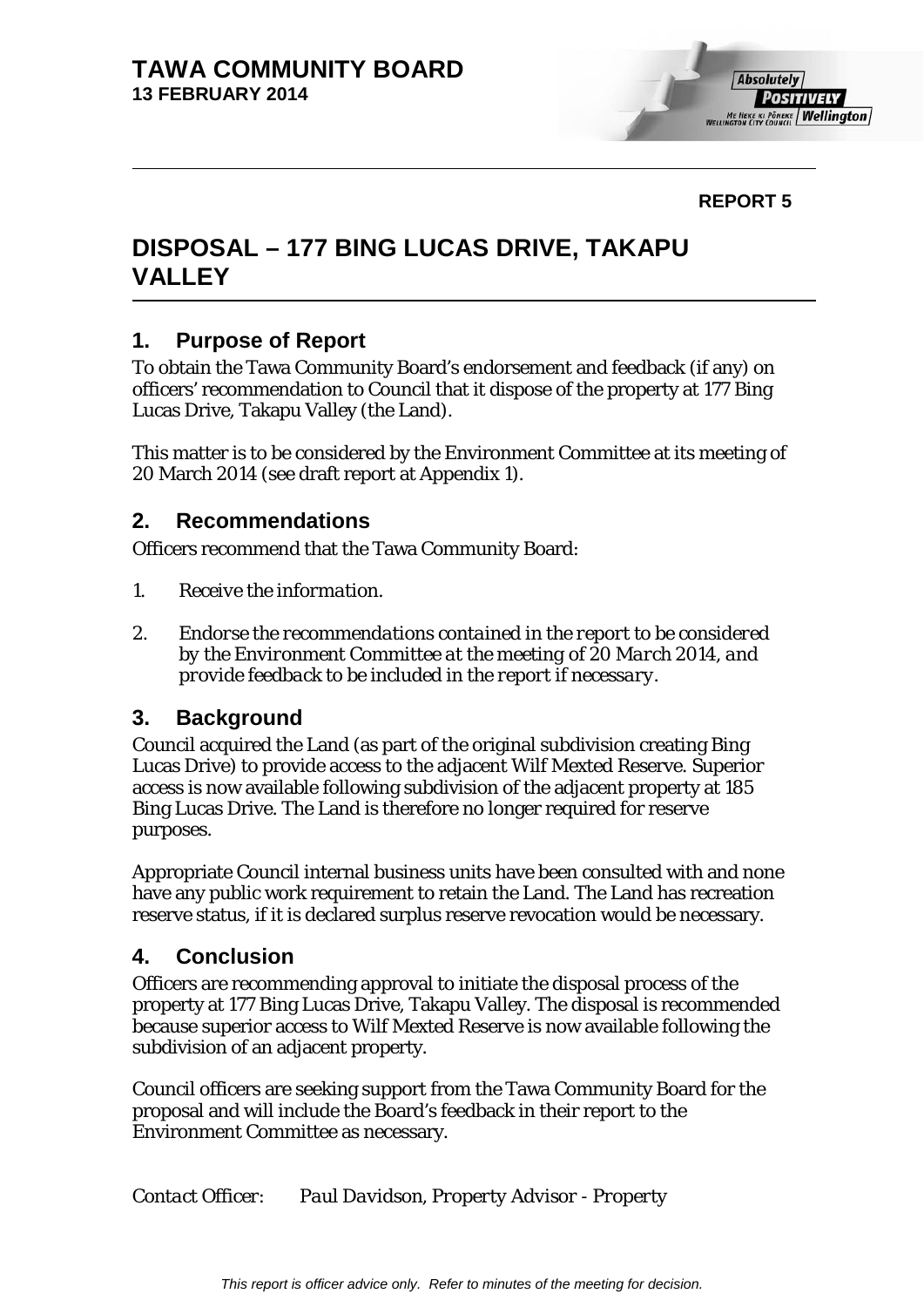**TAWA COMMUNITY BOARD**
**13 FEBRUARY 2014**

**REPORT 5**

# DISPOSAL – 177 BING LUCAS DRIVE, TAKAPU VALLEY

## 1. Purpose of Report

To obtain the Tawa Community Board's endorsement and feedback (if any) on officers' recommendation to Council that it dispose of the property at 177 Bing Lucas Drive, Takapu Valley (the Land).

This matter is to be considered by the Environment Committee at its meeting of 20 March 2014 (see draft report at Appendix 1).

## 2. Recommendations

Officers recommend that the Tawa Community Board:

1. *Receive the information.*

2. *Endorse the recommendations contained in the report to be considered by the Environment Committee at the meeting of 20 March 2014, and provide feedback to be included in the report if necessary.*

## 3. Background

Council acquired the Land (as part of the original subdivision creating Bing Lucas Drive) to provide access to the adjacent Wilf Mexted Reserve. Superior access is now available following subdivision of the adjacent property at 185 Bing Lucas Drive. The Land is therefore no longer required for reserve purposes.

Appropriate Council internal business units have been consulted with and none have any public work requirement to retain the Land. The Land has recreation reserve status, if it is declared surplus reserve revocation would be necessary.

## 4. Conclusion

Officers are recommending approval to initiate the disposal process of the property at 177 Bing Lucas Drive, Takapu Valley. The disposal is recommended because superior access to Wilf Mexted Reserve is now available following the subdivision of an adjacent property.

Council officers are seeking support from the Tawa Community Board for the proposal and will include the Board's feedback in their report to the Environment Committee as necessary.

*Contact Officer: Paul Davidson, Property Advisor - Property*

*This report is officer advice only. Refer to minutes of the meeting for decision.*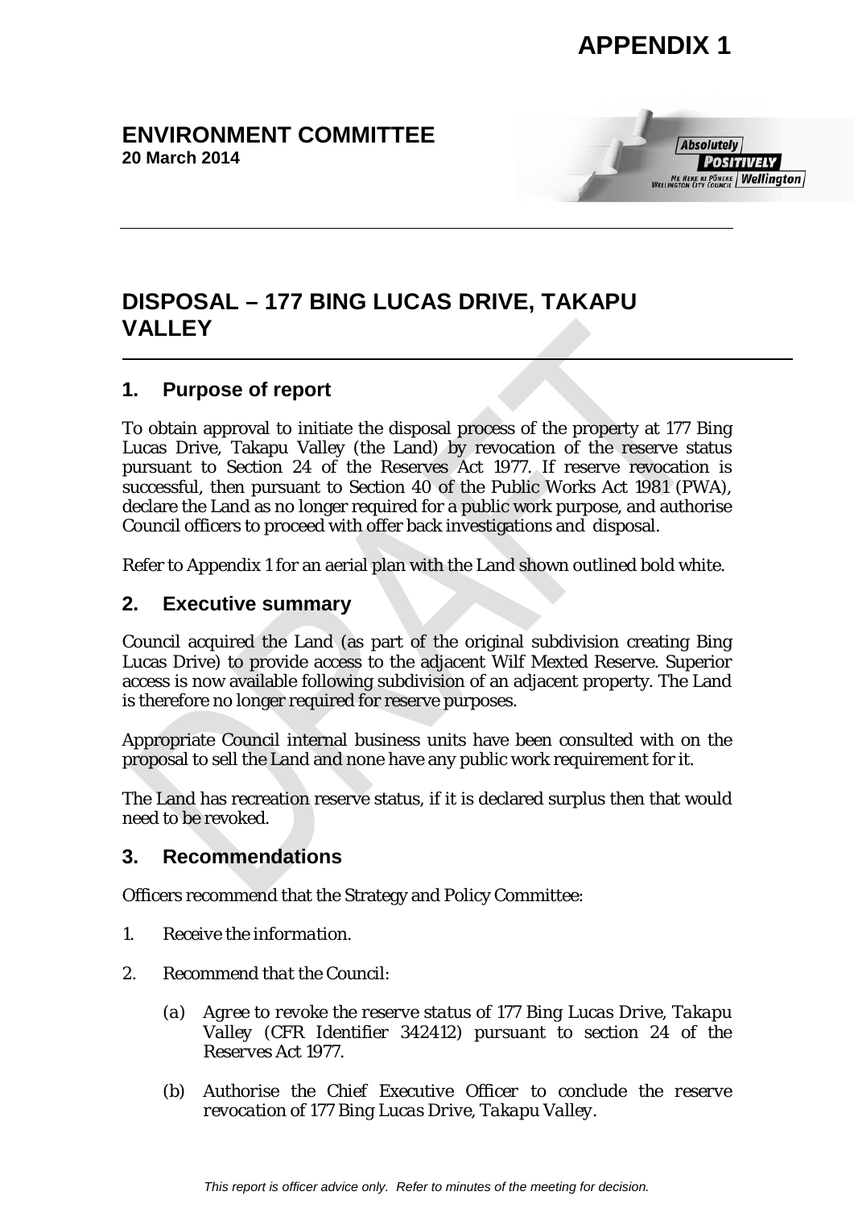# APPENDIX 1

**ENVIRONMENT COMMITTEE**
**20 March 2014**

# DISPOSAL – 177 BING LUCAS DRIVE, TAKAPU VALLEY

## 1. Purpose of report

To obtain approval to initiate the disposal process of the property at 177 Bing Lucas Drive, Takapu Valley (the Land) by revocation of the reserve status pursuant to Section 24 of the Reserves Act 1977. If reserve revocation is successful, then pursuant to Section 40 of the Public Works Act 1981 (PWA), declare the Land as no longer required for a public work purpose, and authorise Council officers to proceed with offer back investigations and disposal.

Refer to Appendix 1 for an aerial plan with the Land shown outlined bold white.

## 2. Executive summary

Council acquired the Land (as part of the original subdivision creating Bing Lucas Drive) to provide access to the adjacent Wilf Mexted Reserve. Superior access is now available following subdivision of an adjacent property. The Land is therefore no longer required for reserve purposes.

Appropriate Council internal business units have been consulted with on the proposal to sell the Land and none have any public work requirement for it.

The Land has recreation reserve status, if it is declared surplus then that would need to be revoked.

## 3. Recommendations

Officers recommend that the Strategy and Policy Committee:

1. *Receive the information.*
2. *Recommend that the Council:*
   (a) *Agree to revoke the reserve status of 177 Bing Lucas Drive, Takapu Valley (CFR Identifier 342412) pursuant to section 24 of the Reserves Act 1977.*
   (b) *Authorise the Chief Executive Officer to conclude the reserve revocation of 177 Bing Lucas Drive, Takapu Valley.*

*This report is officer advice only. Refer to minutes of the meeting for decision.*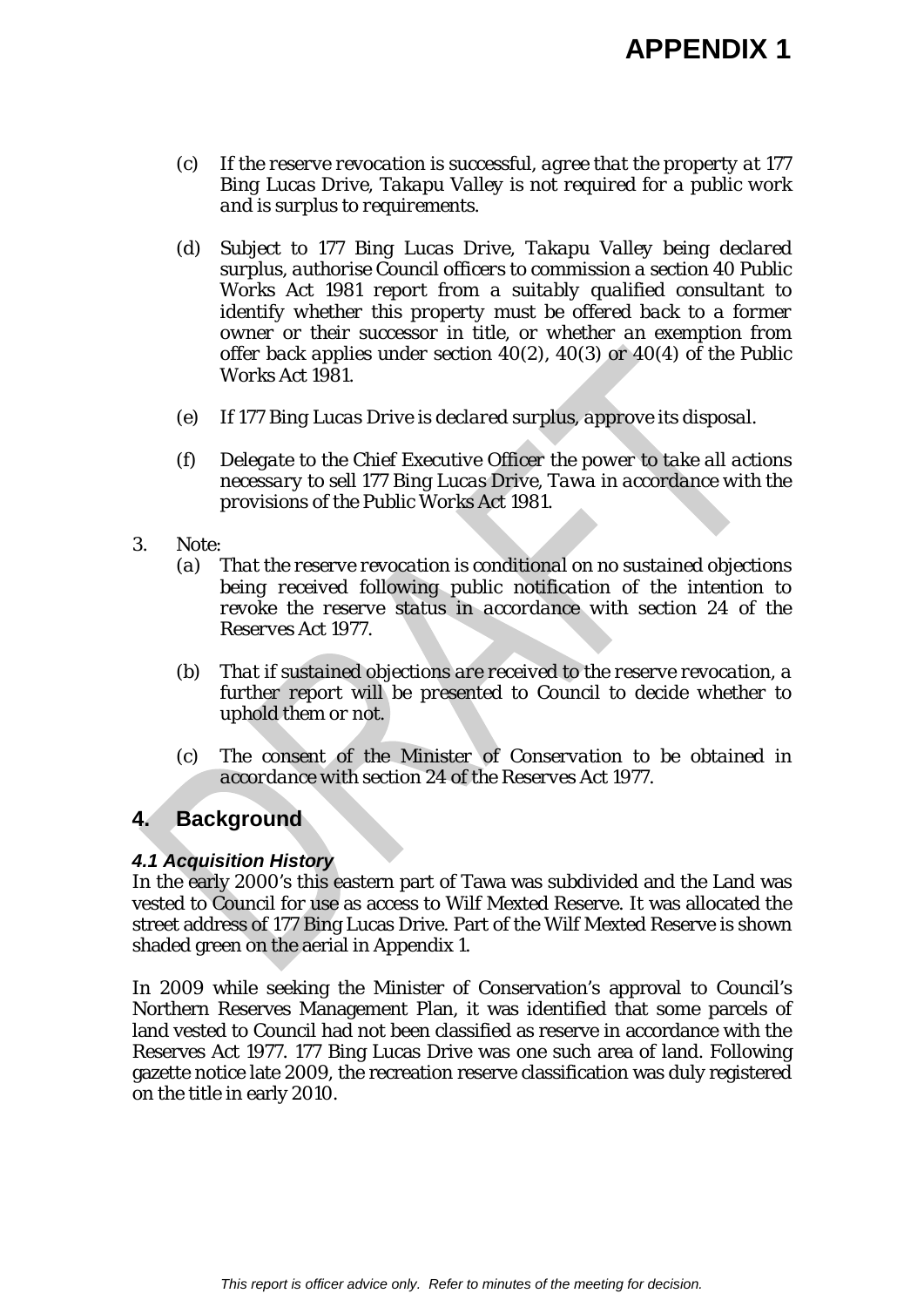# APPENDIX 1

(c) *If the reserve revocation is successful, agree that the property at 177 Bing Lucas Drive, Takapu Valley is not required for a public work and is surplus to requirements.*

(d) *Subject to 177 Bing Lucas Drive, Takapu Valley being declared surplus, authorise Council officers to commission a section 40 Public Works Act 1981 report from a suitably qualified consultant to identify whether this property must be offered back to a former owner or their successor in title, or whether an exemption from offer back applies under section 40(2), 40(3) or 40(4) of the Public Works Act 1981.*

(e) *If 177 Bing Lucas Drive is declared surplus, approve its disposal.*

(f) *Delegate to the Chief Executive Officer the power to take all actions necessary to sell 177 Bing Lucas Drive, Tawa in accordance with the provisions of the Public Works Act 1981.*

3. *Note:*

   (a) *That the reserve revocation is conditional on no sustained objections being received following public notification of the intention to revoke the reserve status in accordance with section 24 of the Reserves Act 1977.*

   (b) *That if sustained objections are received to the reserve revocation, a further report will be presented to Council to decide whether to uphold them or not.*

   (c) *The consent of the Minister of Conservation to be obtained in accordance with section 24 of the Reserves Act 1977.*

## 4. Background

### *4.1 Acquisition History*

In the early 2000's this eastern part of Tawa was subdivided and the Land was vested to Council for use as access to Wilf Mexted Reserve. It was allocated the street address of 177 Bing Lucas Drive. Part of the Wilf Mexted Reserve is shown shaded green on the aerial in Appendix 1.

In 2009 while seeking the Minister of Conservation's approval to Council's Northern Reserves Management Plan, it was identified that some parcels of land vested to Council had not been classified as reserve in accordance with the Reserves Act 1977. 177 Bing Lucas Drive was one such area of land. Following gazette notice late 2009, the recreation reserve classification was duly registered on the title in early 2010.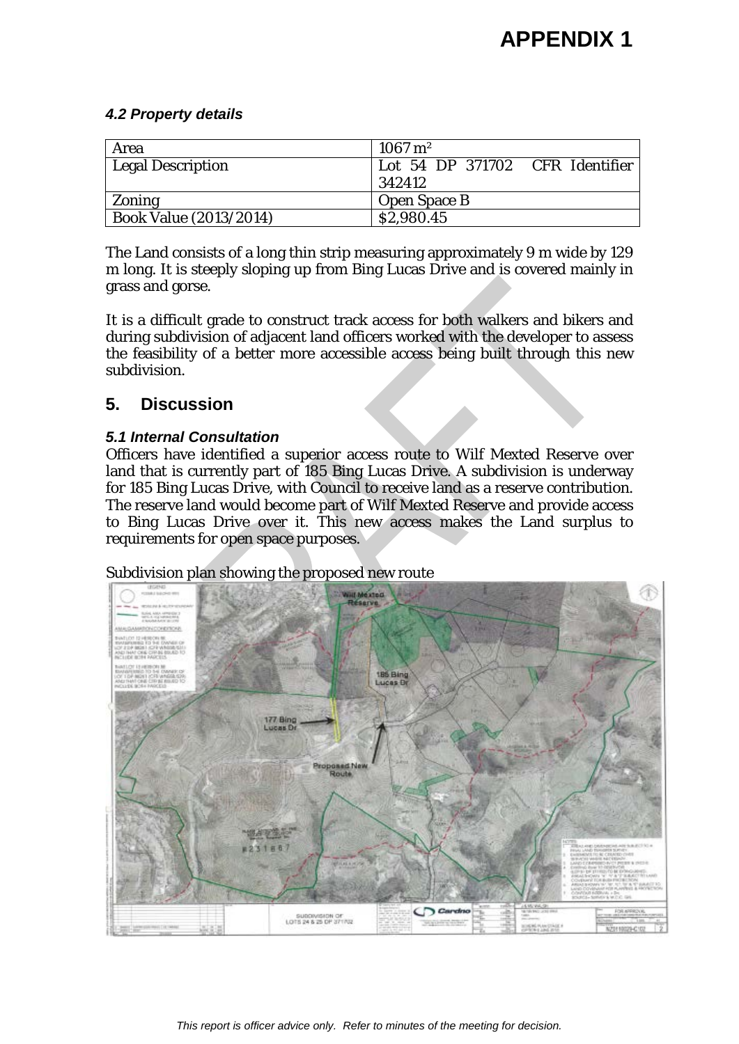# APPENDIX 1

#### *4.2 Property details*

| Area | 1067 m² |
|---|---|
| Legal Description | Lot 54 DP 371702 CFR Identifier 342412 |
| Zoning | Open Space B |
| Book Value (2013/2014) | $2,980.45 |

The Land consists of a long thin strip measuring approximately 9 m wide by 129 m long. It is steeply sloping up from Bing Lucas Drive and is covered mainly in grass and gorse.

It is a difficult grade to construct track access for both walkers and bikers and during subdivision of adjacent land officers worked with the developer to assess the feasibility of a better more accessible access being built through this new subdivision.

## 5. Discussion

#### *5.1 Internal Consultation*

Officers have identified a superior access route to Wilf Mexted Reserve over land that is currently part of 185 Bing Lucas Drive. A subdivision is underway for 185 Bing Lucas Drive, with Council to receive land as a reserve contribution. The reserve land would become part of Wilf Mexted Reserve and provide access to Bing Lucas Drive over it. This new access makes the Land surplus to requirements for open space purposes.

Subdivision plan showing the proposed new route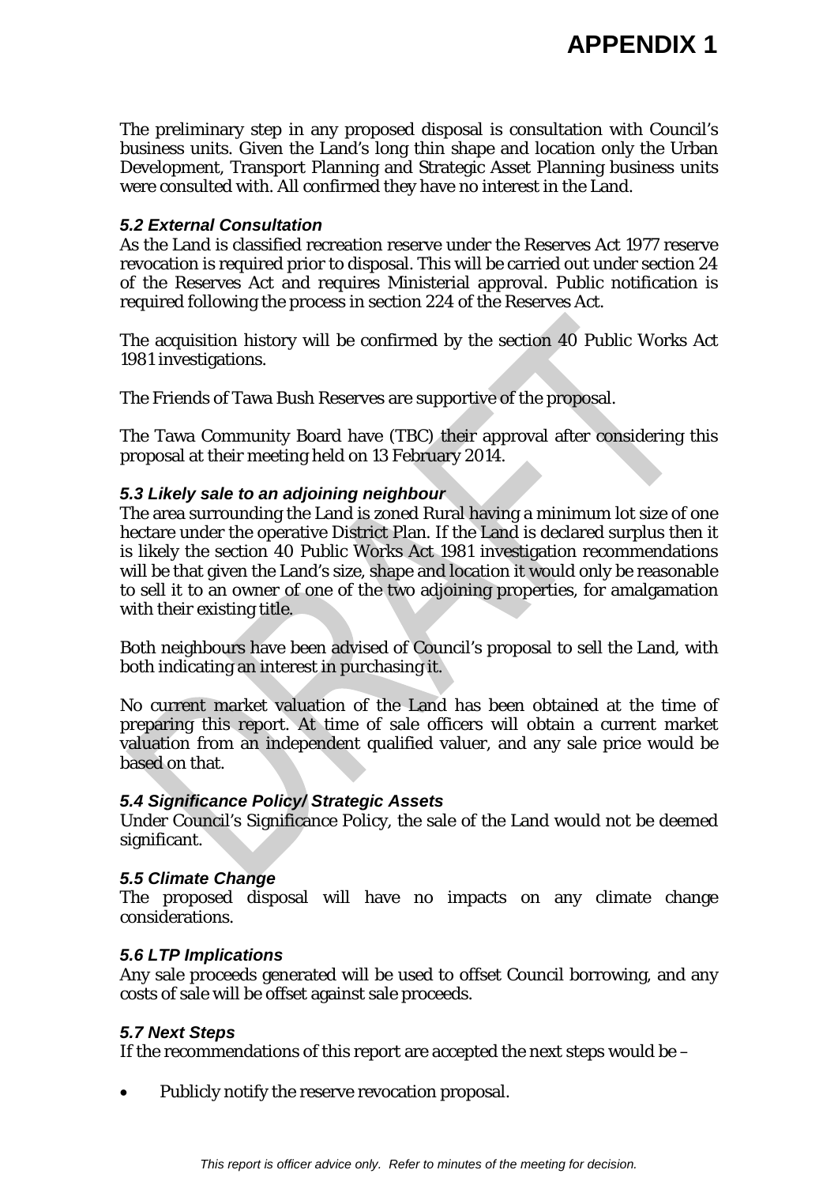# APPENDIX 1

The preliminary step in any proposed disposal is consultation with Council's business units. Given the Land's long thin shape and location only the Urban Development, Transport Planning and Strategic Asset Planning business units were consulted with. All confirmed they have no interest in the Land.

### *5.2 External Consultation*

As the Land is classified recreation reserve under the Reserves Act 1977 reserve revocation is required prior to disposal. This will be carried out under section 24 of the Reserves Act and requires Ministerial approval. Public notification is required following the process in section 224 of the Reserves Act.

The acquisition history will be confirmed by the section 40 Public Works Act 1981 investigations.

The Friends of Tawa Bush Reserves are supportive of the proposal.

The Tawa Community Board have (TBC) their approval after considering this proposal at their meeting held on 13 February 2014.

### *5.3 Likely sale to an adjoining neighbour*

The area surrounding the Land is zoned Rural having a minimum lot size of one hectare under the operative District Plan. If the Land is declared surplus then it is likely the section 40 Public Works Act 1981 investigation recommendations will be that given the Land's size, shape and location it would only be reasonable to sell it to an owner of one of the two adjoining properties, for amalgamation with their existing title.

Both neighbours have been advised of Council's proposal to sell the Land, with both indicating an interest in purchasing it.

No current market valuation of the Land has been obtained at the time of preparing this report. At time of sale officers will obtain a current market valuation from an independent qualified valuer, and any sale price would be based on that.

### *5.4 Significance Policy/ Strategic Assets*

Under Council's Significance Policy, the sale of the Land would not be deemed significant.

### *5.5 Climate Change*

The proposed disposal will have no impacts on any climate change considerations.

### *5.6 LTP Implications*

Any sale proceeds generated will be used to offset Council borrowing, and any costs of sale will be offset against sale proceeds.

### *5.7 Next Steps*

If the recommendations of this report are accepted the next steps would be –

- Publicly notify the reserve revocation proposal.

*This report is officer advice only. Refer to minutes of the meeting for decision.*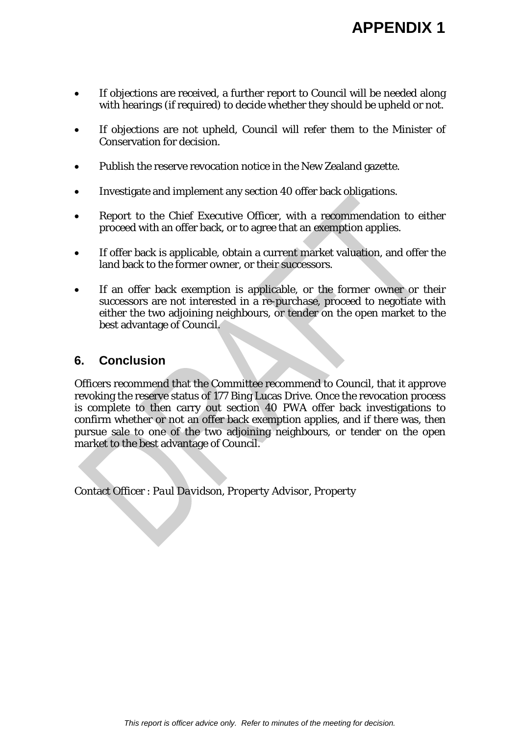# APPENDIX 1

- If objections are received, a further report to Council will be needed along with hearings (if required) to decide whether they should be upheld or not.
- If objections are not upheld, Council will refer them to the Minister of Conservation for decision.
- Publish the reserve revocation notice in the New Zealand gazette.
- Investigate and implement any section 40 offer back obligations.
- Report to the Chief Executive Officer, with a recommendation to either proceed with an offer back, or to agree that an exemption applies.
- If offer back is applicable, obtain a current market valuation, and offer the land back to the former owner, or their successors.
- If an offer back exemption is applicable, or the former owner or their successors are not interested in a re-purchase, proceed to negotiate with either the two adjoining neighbours, or tender on the open market to the best advantage of Council.

## 6. Conclusion

Officers recommend that the Committee recommend to Council, that it approve revoking the reserve status of 177 Bing Lucas Drive. Once the revocation process is complete to then carry out section 40 PWA offer back investigations to confirm whether or not an offer back exemption applies, and if there was, then pursue sale to one of the two adjoining neighbours, or tender on the open market to the best advantage of Council.

Contact Officer : *Paul Davidson, Property Advisor, Property*

*This report is officer advice only. Refer to minutes of the meeting for decision.*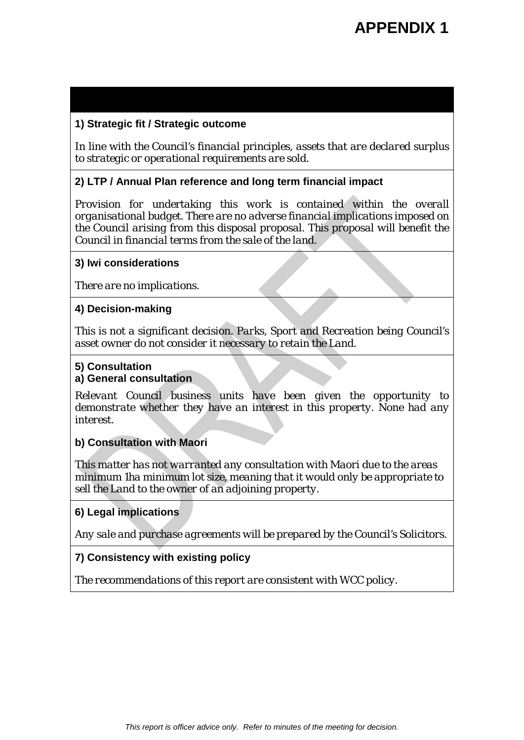# APPENDIX 1

### 1) Strategic fit / Strategic outcome

*In line with the Council's financial principles, assets that are declared surplus to strategic or operational requirements are sold.*

### 2) LTP / Annual Plan reference and long term financial impact

*Provision for undertaking this work is contained within the overall organisational budget. There are no adverse financial implications imposed on the Council arising from this disposal proposal. This proposal will benefit the Council in financial terms from the sale of the land.*

### 3) Iwi considerations

*There are no implications.*

### 4) Decision-making

*This is not a significant decision. Parks, Sport and Recreation being Council's asset owner do not consider it necessary to retain the Land.*

### 5) Consultation

#### a) General consultation

*Relevant Council business units have been given the opportunity to demonstrate whether they have an interest in this property. None had any interest.*

#### b) Consultation with Maori

*This matter has not warranted any consultation with Maori due to the areas minimum 1ha minimum lot size, meaning that it would only be appropriate to sell the Land to the owner of an adjoining property.*

### 6) Legal implications

*Any sale and purchase agreements will be prepared by the Council's Solicitors.*

### 7) Consistency with existing policy

*The recommendations of this report are consistent with WCC policy.*

*This report is officer advice only. Refer to minutes of the meeting for decision.*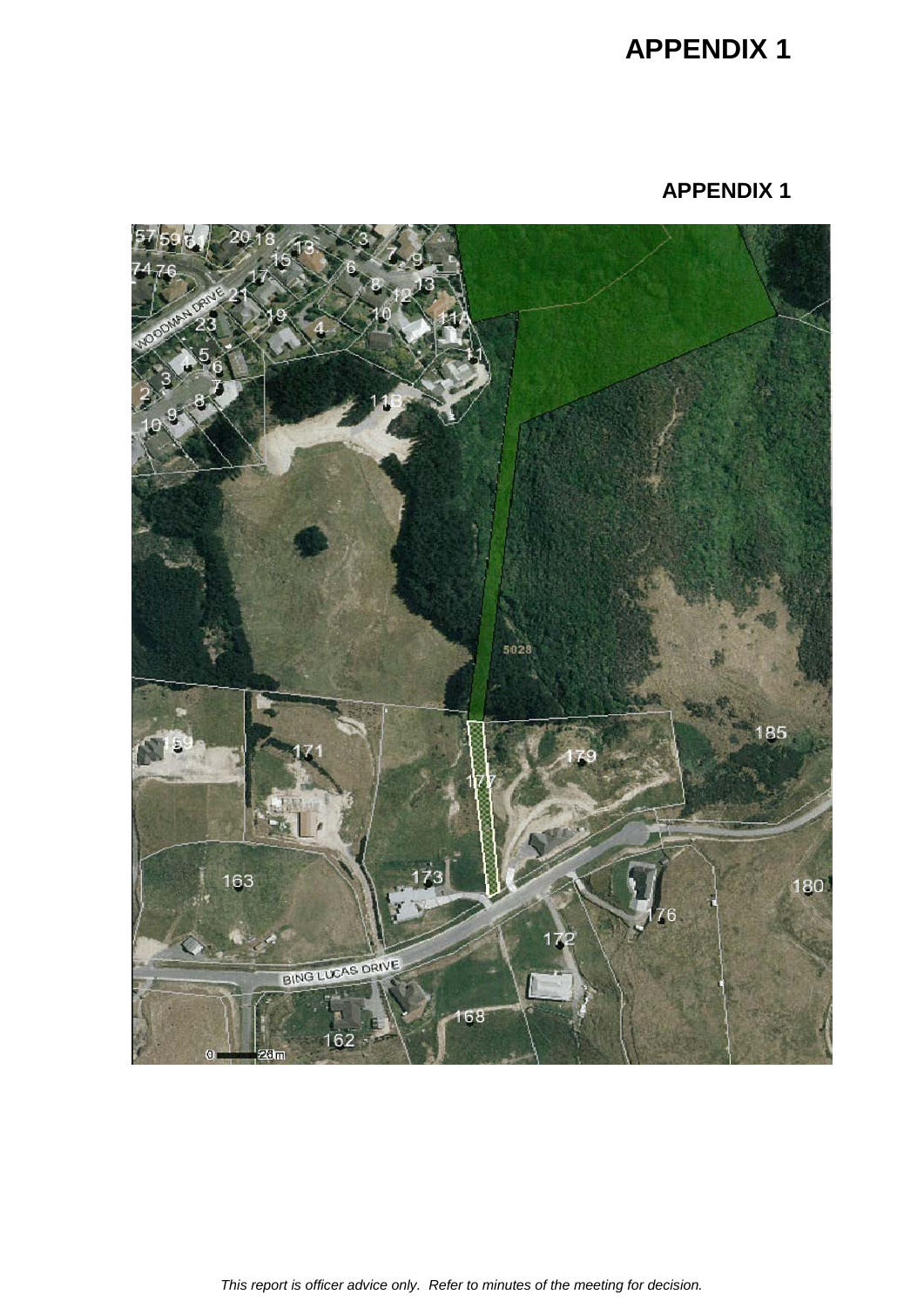# APPENDIX 1

## APPENDIX 1

57 59 61 20 18 13 3 7 9
74 76 16 17 6 8 12 13
WOODMAN DRIVE 21 19 10 11A
23 4
4 5 6 11
3 7 11B
2 8
10 9

5028

159 171 179 185
177
163 173 180
176
172
BING LUCAS DRIVE
168
162

0 20 m

*This report is officer advice only. Refer to minutes of the meeting for decision.*